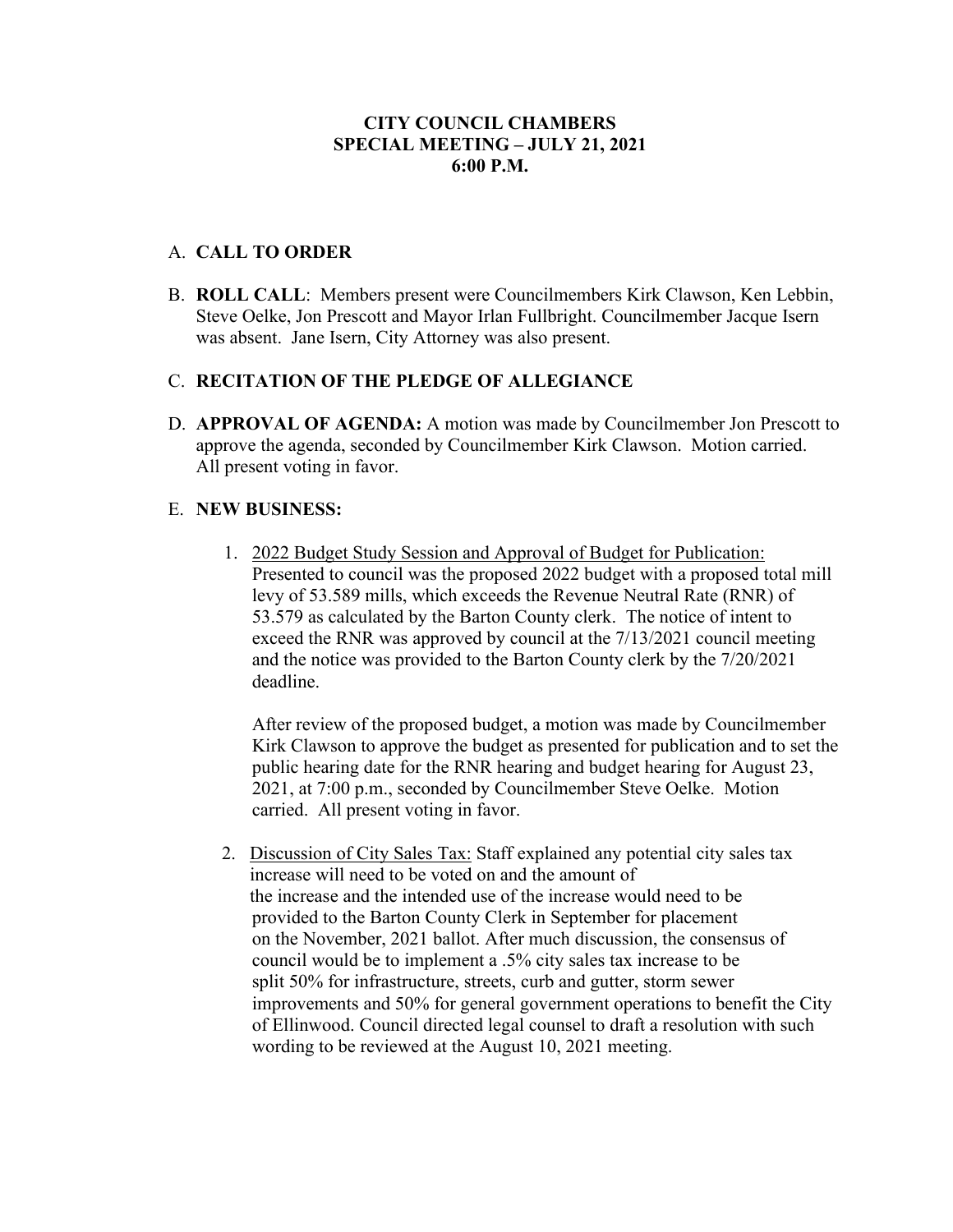# CITY COUNCIL CHAMBERS
# SPECIAL MEETING – JULY 21, 2021
# 6:00 P.M.

A. **CALL TO ORDER**

B. **ROLL CALL**: Members present were Councilmembers Kirk Clawson, Ken Lebbin, Steve Oelke, Jon Prescott and Mayor Irlan Fullbright. Councilmember Jacque Isern was absent. Jane Isern, City Attorney was also present.

C. **RECITATION OF THE PLEDGE OF ALLEGIANCE**

D. **APPROVAL OF AGENDA:** A motion was made by Councilmember Jon Prescott to approve the agenda, seconded by Councilmember Kirk Clawson. Motion carried. All present voting in favor.

E. **NEW BUSINESS:**

1. <u>2022 Budget Study Session and Approval of Budget for Publication:</u> Presented to council was the proposed 2022 budget with a proposed total mill levy of 53.589 mills, which exceeds the Revenue Neutral Rate (RNR) of 53.579 as calculated by the Barton County clerk. The notice of intent to exceed the RNR was approved by council at the 7/13/2021 council meeting and the notice was provided to the Barton County clerk by the 7/20/2021 deadline.

   After review of the proposed budget, a motion was made by Councilmember Kirk Clawson to approve the budget as presented for publication and to set the public hearing date for the RNR hearing and budget hearing for August 23, 2021, at 7:00 p.m., seconded by Councilmember Steve Oelke. Motion carried. All present voting in favor.

2. <u>Discussion of City Sales Tax:</u> Staff explained any potential city sales tax increase will need to be voted on and the amount of the increase and the intended use of the increase would need to be provided to the Barton County Clerk in September for placement on the November, 2021 ballot. After much discussion, the consensus of council would be to implement a .5% city sales tax increase to be split 50% for infrastructure, streets, curb and gutter, storm sewer improvements and 50% for general government operations to benefit the City of Ellinwood. Council directed legal counsel to draft a resolution with such wording to be reviewed at the August 10, 2021 meeting.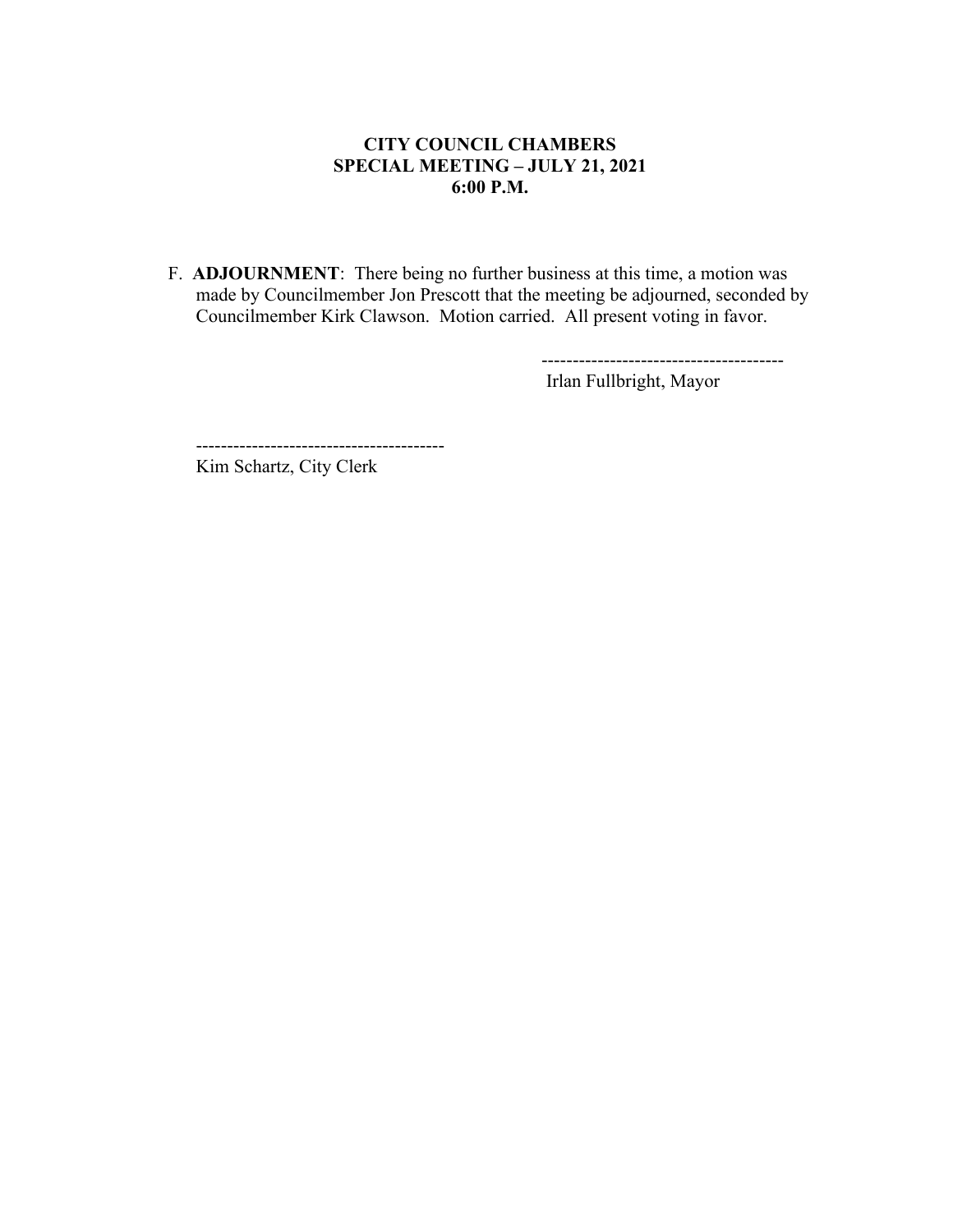**CITY COUNCIL CHAMBERS**
**SPECIAL MEETING – JULY 21, 2021**
**6:00 P.M.**

F. **ADJOURNMENT**: There being no further business at this time, a motion was made by Councilmember Jon Prescott that the meeting be adjourned, seconded by Councilmember Kirk Clawson. Motion carried. All present voting in favor.

---------------------------------------
Irlan Fullbright, Mayor

---------------------------------------
Kim Schartz, City Clerk